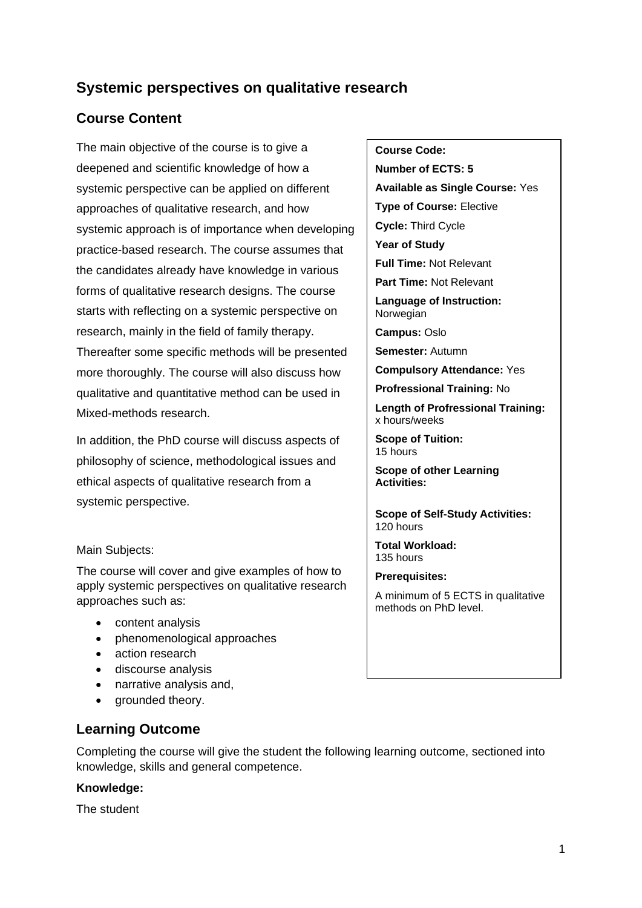# Systemic perspectives on qualitative research

## Course Content

The main objective of the course is to give a deepened and scientific knowledge of how a systemic perspective can be applied on different approaches of qualitative research, and how systemic approach is of importance when developing practice-based research. The course assumes that the candidates already have knowledge in various forms of qualitative research designs. The course starts with reflecting on a systemic perspective on research, mainly in the field of family therapy. Thereafter some specific methods will be presented more thoroughly. The course will also discuss how qualitative and quantitative method can be used in Mixed-methods research.

In addition, the PhD course will discuss aspects of philosophy of science, methodological issues and ethical aspects of qualitative research from a systemic perspective.

Main Subjects:

The course will cover and give examples of how to apply systemic perspectives on qualitative research approaches such as:

- content analysis
- phenomenological approaches
- action research
- discourse analysis
- narrative analysis and,
- grounded theory.

**Course Code:**

**Number of ECTS: 5**

**Available as Single Course:** Yes

**Type of Course:** Elective

**Cycle:** Third Cycle

**Year of Study**

**Full Time:** Not Relevant

**Part Time:** Not Relevant

**Language of Instruction:** Norwegian

**Campus:** Oslo

**Semester:** Autumn

**Compulsory Attendance:** Yes

**Professional Training:** No

**Length of Professional Training:** x hours/weeks

**Scope of Tuition:** 15 hours

**Scope of other Learning Activities:**

**Scope of Self-Study Activities:** 120 hours

**Total Workload:** 135 hours

**Prerequisites:**

A minimum of 5 ECTS in qualitative methods on PhD level.

## Learning Outcome

Completing the course will give the student the following learning outcome, sectioned into knowledge, skills and general competence.

**Knowledge:**

The student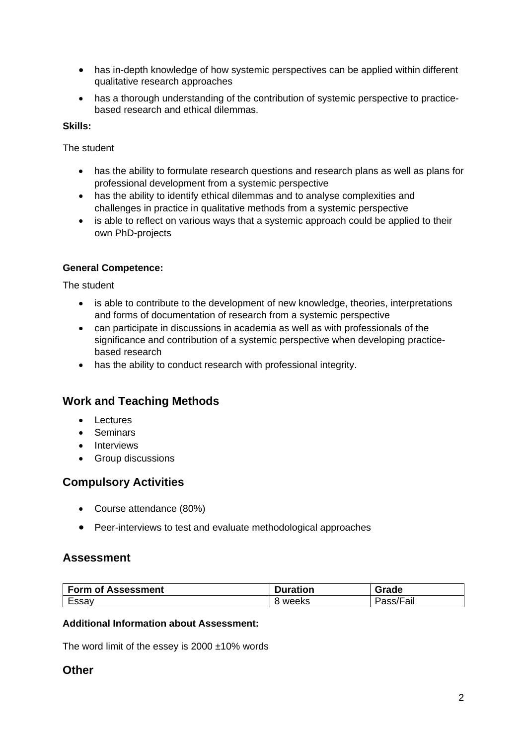- has in-depth knowledge of how systemic perspectives can be applied within different qualitative research approaches
- has a thorough understanding of the contribution of systemic perspective to practice-based research and ethical dilemmas.

**Skills:**

The student

- has the ability to formulate research questions and research plans as well as plans for professional development from a systemic perspective
- has the ability to identify ethical dilemmas and to analyse complexities and challenges in practice in qualitative methods from a systemic perspective
- is able to reflect on various ways that a systemic approach could be applied to their own PhD-projects

**General Competence:**

The student

- is able to contribute to the development of new knowledge, theories, interpretations and forms of documentation of research from a systemic perspective
- can participate in discussions in academia as well as with professionals of the significance and contribution of a systemic perspective when developing practice-based research
- has the ability to conduct research with professional integrity.

## Work and Teaching Methods

- Lectures
- Seminars
- Interviews
- Group discussions

## Compulsory Activities

- Course attendance (80%)
- Peer-interviews to test and evaluate methodological approaches

## Assessment

| Form of Assessment | Duration | Grade |
|---|---|---|
| Essay | 8 weeks | Pass/Fail |

**Additional Information about Assessment:**

The word limit of the essey is 2000 ±10% words

## Other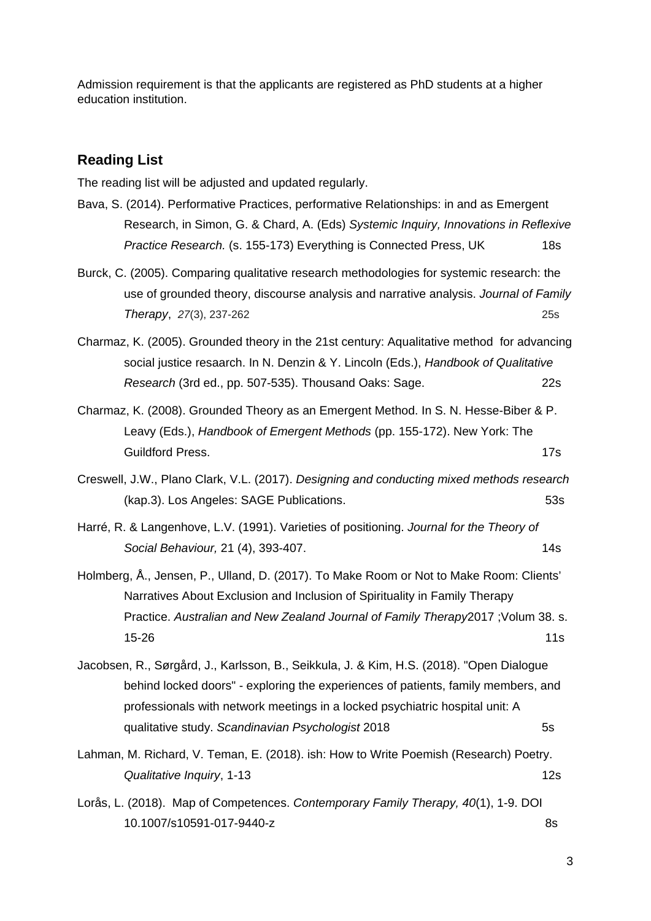Admission requirement is that the applicants are registered as PhD students at a higher education institution.

## Reading List

The reading list will be adjusted and updated regularly.

Bava, S. (2014). Performative Practices, performative Relationships: in and as Emergent Research, in Simon, G. & Chard, A. (Eds) *Systemic Inquiry, Innovations in Reflexive Practice Research.* (s. 155-173) Everything is Connected Press, UK 18s

Burck, C. (2005). Comparing qualitative research methodologies for systemic research: the use of grounded theory, discourse analysis and narrative analysis. *Journal of Family Therapy*, *27*(3), 237-262 25s

Charmaz, K. (2005). Grounded theory in the 21st century: Aqualitative method for advancing social justice resaarch. In N. Denzin & Y. Lincoln (Eds.), *Handbook of Qualitative Research* (3rd ed., pp. 507-535). Thousand Oaks: Sage. 22s

Charmaz, K. (2008). Grounded Theory as an Emergent Method. In S. N. Hesse-Biber & P. Leavy (Eds.), *Handbook of Emergent Methods* (pp. 155-172). New York: The Guildford Press. 17s

Creswell, J.W., Plano Clark, V.L. (2017). *Designing and conducting mixed methods research* (kap.3). Los Angeles: SAGE Publications. 53s

Harré, R. & Langenhove, L.V. (1991). Varieties of positioning. *Journal for the Theory of Social Behaviour,* 21 (4), 393-407. 14s

Holmberg, Å., Jensen, P., Ulland, D. (2017). To Make Room or Not to Make Room: Clients' Narratives About Exclusion and Inclusion of Spirituality in Family Therapy Practice. *Australian and New Zealand Journal of Family Therapy*2017 ;Volum 38. s. 15-26 11s

Jacobsen, R., Sørgård, J., Karlsson, B., Seikkula, J. & Kim, H.S. (2018). "Open Dialogue behind locked doors" - exploring the experiences of patients, family members, and professionals with network meetings in a locked psychiatric hospital unit: A qualitative study. *Scandinavian Psychologist* 2018 5s

Lahman, M. Richard, V. Teman, E. (2018). ish: How to Write Poemish (Research) Poetry. *Qualitative Inquiry*, 1-13 12s

Lorås, L. (2018). Map of Competences. *Contemporary Family Therapy, 40*(1), 1-9. DOI 10.1007/s10591-017-9440-z 8s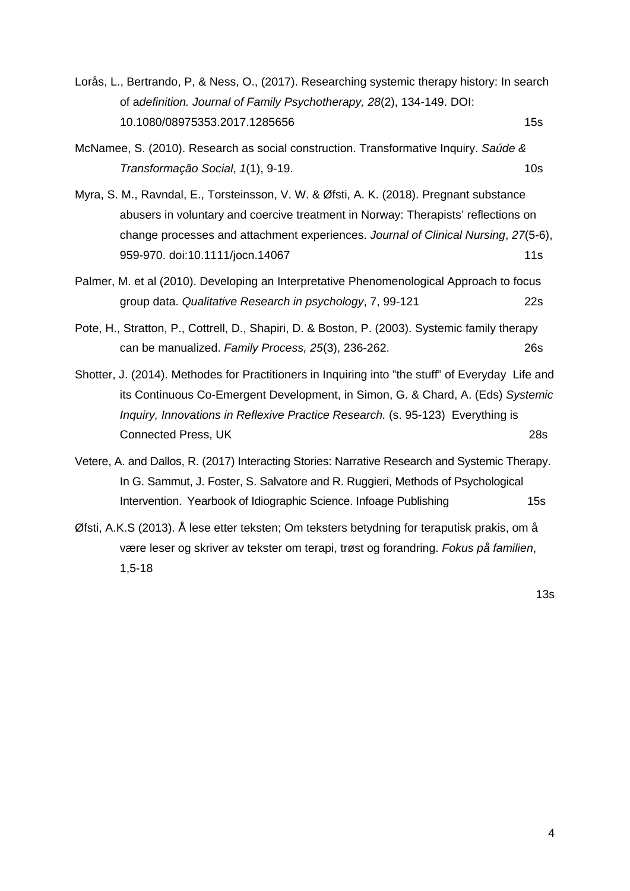Lorås, L., Bertrando, P, & Ness, O., (2017). Researching systemic therapy history: In search of a*definition. Journal of Family Psychotherapy, 28*(2), 134-149. DOI: 10.1080/08975353.2017.1285656 15s

McNamee, S. (2010). Research as social construction. Transformative Inquiry. *Saúde & Transformação Social*, *1*(1), 9-19. 10s

Myra, S. M., Ravndal, E., Torsteinsson, V. W. & Øfsti, A. K. (2018). Pregnant substance abusers in voluntary and coercive treatment in Norway: Therapists' reflections on change processes and attachment experiences. *Journal of Clinical Nursing*, *27*(5-6), 959-970. doi:10.1111/jocn.14067 11s

Palmer, M. et al (2010). Developing an Interpretative Phenomenological Approach to focus group data. *Qualitative Research in psychology*, 7, 99-121 22s

Pote, H., Stratton, P., Cottrell, D., Shapiri, D. & Boston, P. (2003). Systemic family therapy can be manualized. *Family Process, 25*(3), 236-262. 26s

Shotter, J. (2014). Methodes for Practitioners in Inquiring into "the stuff" of Everyday Life and its Continuous Co-Emergent Development, in Simon, G. & Chard, A. (Eds) *Systemic Inquiry, Innovations in Reflexive Practice Research.* (s. 95-123) Everything is Connected Press, UK 28s

Vetere, A. and Dallos, R. (2017) Interacting Stories: Narrative Research and Systemic Therapy. In G. Sammut, J. Foster, S. Salvatore and R. Ruggieri, Methods of Psychological Intervention. Yearbook of Idiographic Science. Infoage Publishing 15s

Øfsti, A.K.S (2013). Å lese etter teksten; Om teksters betydning for teraputisk prakis, om å være leser og skriver av tekster om terapi, trøst og forandring. *Fokus på familien*, 1,5-18

13s